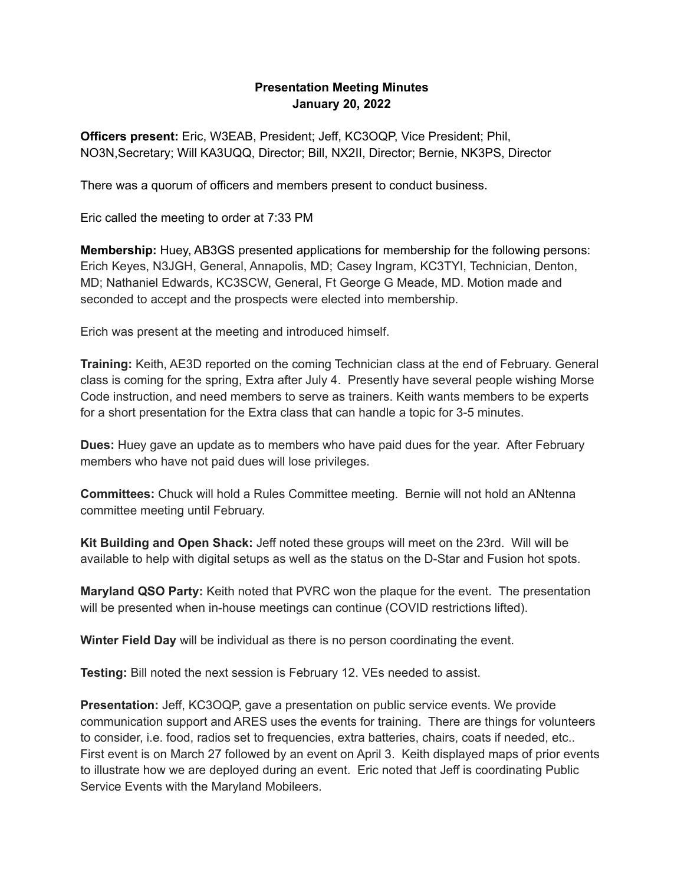# Presentation Meeting Minutes
## January 20, 2022

**Officers present:** Eric, W3EAB, President; Jeff, KC3OQP, Vice President; Phil, NO3N,Secretary; Will KA3UQQ, Director; Bill, NX2II, Director; Bernie, NK3PS, Director

There was a quorum of officers and members present to conduct business.

Eric called the meeting to order at 7:33 PM

**Membership:** Huey, AB3GS presented applications for membership for the following persons: Erich Keyes, N3JGH, General, Annapolis, MD; Casey Ingram, KC3TYI, Technician, Denton, MD; Nathaniel Edwards, KC3SCW, General, Ft George G Meade, MD. Motion made and seconded to accept and the prospects were elected into membership.

Erich was present at the meeting and introduced himself.

**Training:** Keith, AE3D reported on the coming Technician class at the end of February. General class is coming for the spring, Extra after July 4. Presently have several people wishing Morse Code instruction, and need members to serve as trainers. Keith wants members to be experts for a short presentation for the Extra class that can handle a topic for 3-5 minutes.

**Dues:** Huey gave an update as to members who have paid dues for the year. After February members who have not paid dues will lose privileges.

**Committees:** Chuck will hold a Rules Committee meeting. Bernie will not hold an ANtenna committee meeting until February.

**Kit Building and Open Shack:** Jeff noted these groups will meet on the 23rd. Will will be available to help with digital setups as well as the status on the D-Star and Fusion hot spots.

**Maryland QSO Party:** Keith noted that PVRC won the plaque for the event. The presentation will be presented when in-house meetings can continue (COVID restrictions lifted).

**Winter Field Day** will be individual as there is no person coordinating the event.

**Testing:** Bill noted the next session is February 12. VEs needed to assist.

**Presentation:** Jeff, KC3OQP, gave a presentation on public service events. We provide communication support and ARES uses the events for training. There are things for volunteers to consider, i.e. food, radios set to frequencies, extra batteries, chairs, coats if needed, etc.. First event is on March 27 followed by an event on April 3. Keith displayed maps of prior events to illustrate how we are deployed during an event. Eric noted that Jeff is coordinating Public Service Events with the Maryland Mobileers.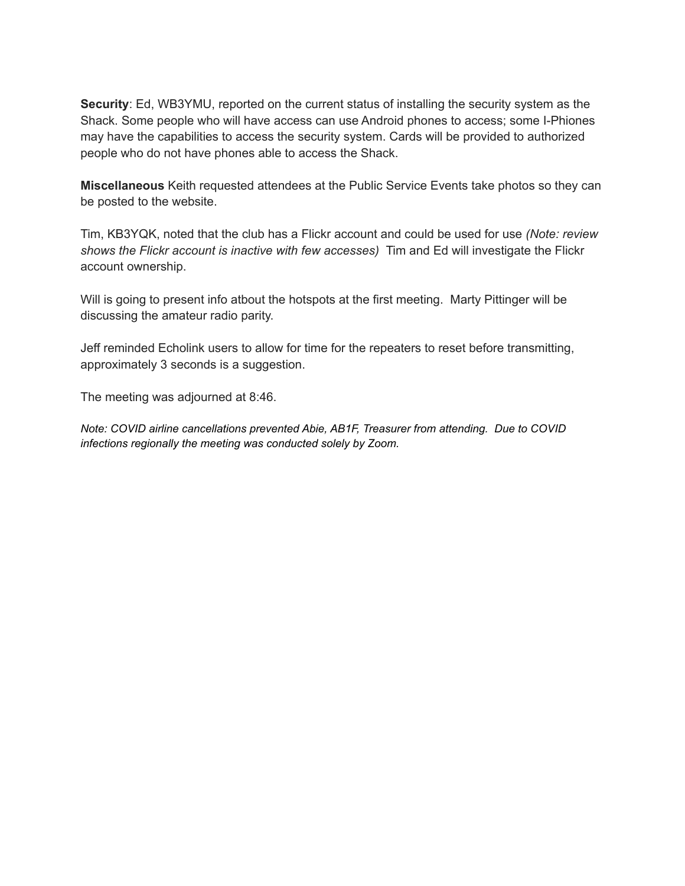**Security**: Ed, WB3YMU, reported on the current status of installing the security system as the Shack. Some people who will have access can use Android phones to access; some I-Phiones may have the capabilities to access the security system. Cards will be provided to authorized people who do not have phones able to access the Shack.

**Miscellaneous** Keith requested attendees at the Public Service Events take photos so they can be posted to the website.

Tim, KB3YQK, noted that the club has a Flickr account and could be used for use *(Note: review shows the Flickr account is inactive with few accesses)* Tim and Ed will investigate the Flickr account ownership.

Will is going to present info atbout the hotspots at the first meeting. Marty Pittinger will be discussing the amateur radio parity.

Jeff reminded Echolink users to allow for time for the repeaters to reset before transmitting, approximately 3 seconds is a suggestion.

The meeting was adjourned at 8:46.

*Note: COVID airline cancellations prevented Abie, AB1F, Treasurer from attending. Due to COVID infections regionally the meeting was conducted solely by Zoom.*